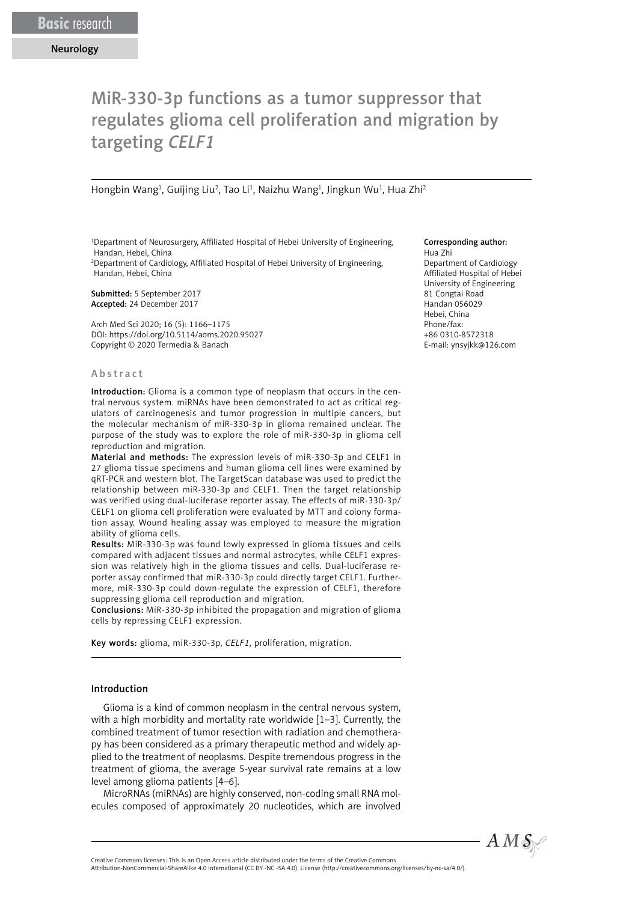Basic research

Neurology

# MiR-330-3p functions as a tumor suppressor that regulates glioma cell proliferation and migration by targeting *CELF1*

Hongbin Wang[1], Guijing Liu[2], Tao Li[1], Naizhu Wang[1], Jingkun Wu[1], Hua Zhi[2]

[1]Department of Neurosurgery, Affiliated Hospital of Hebei University of Engineering, Handan, Hebei, China

[2]Department of Cardiology, Affiliated Hospital of Hebei University of Engineering, Handan, Hebei, China

**Submitted:** 5 September 2017

**Accepted:** 24 December 2017

Arch Med Sci 2020; 16 (5): 1166–1175

DOI: https://doi.org/10.5114/aoms.2020.95027

Copyright © 2020 Termedia & Banach

**Corresponding author:**

Hua Zhi

Department of Cardiology

Affiliated Hospital of Hebei University of Engineering

81 Congtai Road

Handan 056029

Hebei, China

Phone/fax: +86 0310-8572318

E-mail: ynsyjkk@126.com

## Abstract

**Introduction:** Glioma is a common type of neoplasm that occurs in the central nervous system. miRNAs have been demonstrated to act as critical regulators of carcinogenesis and tumor progression in multiple cancers, but the molecular mechanism of miR-330-3p in glioma remained unclear. The purpose of the study was to explore the role of miR-330-3p in glioma cell reproduction and migration.

**Material and methods:** The expression levels of miR-330-3p and CELF1 in 27 glioma tissue specimens and human glioma cell lines were examined by qRT-PCR and western blot. The TargetScan database was used to predict the relationship between miR-330-3p and CELF1. Then the target relationship was verified using dual-luciferase reporter assay. The effects of miR-330-3p/CELF1 on glioma cell proliferation were evaluated by MTT and colony formation assay. Wound healing assay was employed to measure the migration ability of glioma cells.

**Results:** MiR-330-3p was found lowly expressed in glioma tissues and cells compared with adjacent tissues and normal astrocytes, while CELF1 expression was relatively high in the glioma tissues and cells. Dual-luciferase reporter assay confirmed that miR-330-3p could directly target CELF1. Furthermore, miR-330-3p could down-regulate the expression of CELF1, therefore suppressing glioma cell reproduction and migration.

**Conclusions:** MiR-330-3p inhibited the propagation and migration of glioma cells by repressing CELF1 expression.

**Key words:** glioma, miR-330-3p, *CELF1*, proliferation, migration.

## Introduction

Glioma is a kind of common neoplasm in the central nervous system, with a high morbidity and mortality rate worldwide [1–3]. Currently, the combined treatment of tumor resection with radiation and chemotherapy has been considered as a primary therapeutic method and widely applied to the treatment of neoplasms. Despite tremendous progress in the treatment of glioma, the average 5-year survival rate remains at a low level among glioma patients [4–6].

MicroRNAs (miRNAs) are highly conserved, non-coding small RNA molecules composed of approximately 20 nucleotides, which are involved

Creative Commons licenses: This is an Open Access article distributed under the terms of the Creative Commons Attribution-NonCommercial-ShareAlike 4.0 International (CC BY -NC -SA 4.0). License (http://creativecommons.org/licenses/by-nc-sa/4.0/).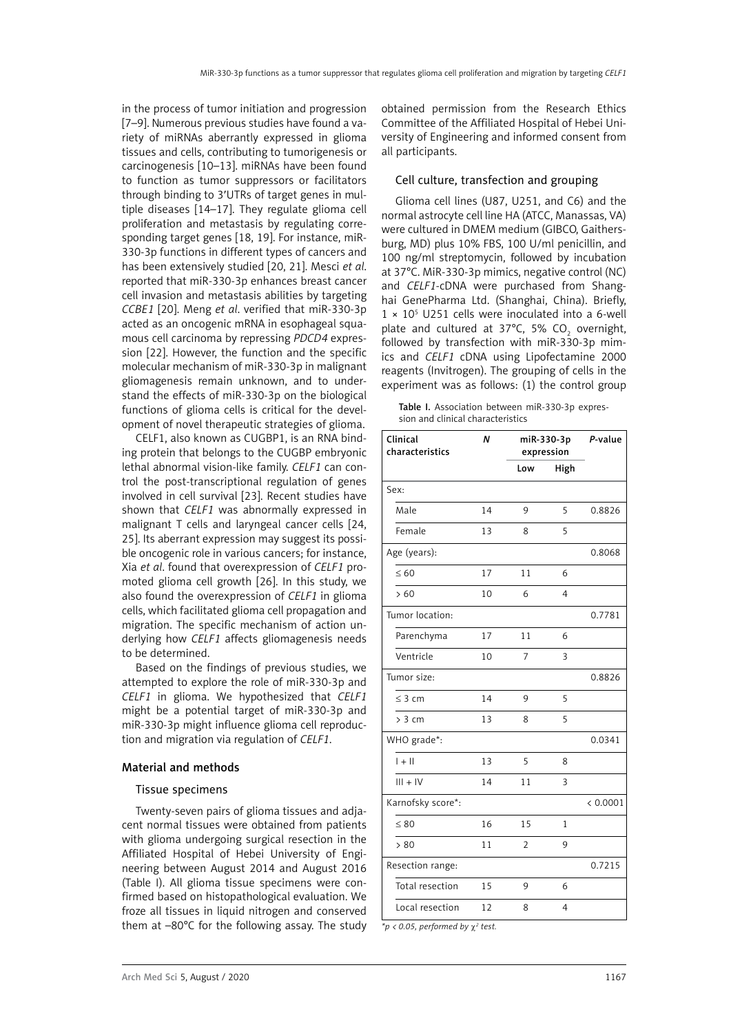in the process of tumor initiation and progression [7–9]. Numerous previous studies have found a variety of miRNAs aberrantly expressed in glioma tissues and cells, contributing to tumorigenesis or carcinogenesis [10–13]. miRNAs have been found to function as tumor suppressors or facilitators through binding to 3'UTRs of target genes in multiple diseases [14–17]. They regulate glioma cell proliferation and metastasis by regulating corresponding target genes [18, 19]. For instance, miR-330-3p functions in different types of cancers and has been extensively studied [20, 21]. Mesci *et al*. reported that miR-330-3p enhances breast cancer cell invasion and metastasis abilities by targeting *CCBE1* [20]. Meng *et al*. verified that miR-330-3p acted as an oncogenic mRNA in esophageal squamous cell carcinoma by repressing *PDCD4* expression [22]. However, the function and the specific molecular mechanism of miR-330-3p in malignant gliomagenesis remain unknown, and to understand the effects of miR-330-3p on the biological functions of glioma cells is critical for the development of novel therapeutic strategies of glioma.

CELF1, also known as CUGBP1, is an RNA binding protein that belongs to the CUGBP embryonic lethal abnormal vision-like family. *CELF1* can control the post-transcriptional regulation of genes involved in cell survival [23]. Recent studies have shown that *CELF1* was abnormally expressed in malignant T cells and laryngeal cancer cells [24, 25]. Its aberrant expression may suggest its possible oncogenic role in various cancers; for instance, Xia *et al*. found that overexpression of *CELF1* promoted glioma cell growth [26]. In this study, we also found the overexpression of *CELF1* in glioma cells, which facilitated glioma cell propagation and migration. The specific mechanism of action underlying how *CELF1* affects gliomagenesis needs to be determined.

Based on the findings of previous studies, we attempted to explore the role of miR-330-3p and *CELF1* in glioma. We hypothesized that *CELF1* might be a potential target of miR-330-3p and miR-330-3p might influence glioma cell reproduction and migration via regulation of *CELF1*.

## Material and methods

### Tissue specimens

Twenty-seven pairs of glioma tissues and adjacent normal tissues were obtained from patients with glioma undergoing surgical resection in the Affiliated Hospital of Hebei University of Engineering between August 2014 and August 2016 (Table I). All glioma tissue specimens were confirmed based on histopathological evaluation. We froze all tissues in liquid nitrogen and conserved them at –80°C for the following assay. The study obtained permission from the Research Ethics Committee of the Affiliated Hospital of Hebei University of Engineering and informed consent from all participants.

### Cell culture, transfection and grouping

Glioma cell lines (U87, U251, and C6) and the normal astrocyte cell line HA (ATCC, Manassas, VA) were cultured in DMEM medium (GIBCO, Gaithersburg, MD) plus 10% FBS, 100 U/ml penicillin, and 100 ng/ml streptomycin, followed by incubation at 37°C. MiR-330-3p mimics, negative control (NC) and *CELF1*-cDNA were purchased from Shanghai GenePharma Ltd. (Shanghai, China). Briefly, $1 \times 10^5$ U251 cells were inoculated into a 6-well plate and cultured at 37°C, 5% $CO_2$ overnight, followed by transfection with miR-330-3p mimics and *CELF1* cDNA using Lipofectamine 2000 reagents (Invitrogen). The grouping of cells in the experiment was as follows: (1) the control group

**Table I.** Association between miR-330-3p expression and clinical characteristics

| Clinical characteristics | *N* | miR-330-3p expression | | *P*-value |
|---|---|---|---|---|
| | | Low | High | |
| Sex: | | | | |
| Male | 14 | 9 | 5 | 0.8826 |
| Female | 13 | 8 | 5 | |
| Age (years): | | | | 0.8068 |
| ≤ 60 | 17 | 11 | 6 | |
| > 60 | 10 | 6 | 4 | |
| Tumor location: | | | | 0.7781 |
| Parenchyma | 17 | 11 | 6 | |
| Ventricle | 10 | 7 | 3 | |
| Tumor size: | | | | 0.8826 |
| ≤ 3 cm | 14 | 9 | 5 | |
| > 3 cm | 13 | 8 | 5 | |
| WHO grade*: | | | | 0.0341 |
| I + II | 13 | 5 | 8 | |
| III + IV | 14 | 11 | 3 | |
| Karnofsky score*: | | | | < 0.0001 |
| ≤ 80 | 16 | 15 | 1 | |
| > 80 | 11 | 2 | 9 | |
| Resection range: | | | | 0.7215 |
| Total resection | 15 | 9 | 6 | |
| Local resection | 12 | 8 | 4 | |

*$p < 0.05$, performed by $\chi^2$ test.*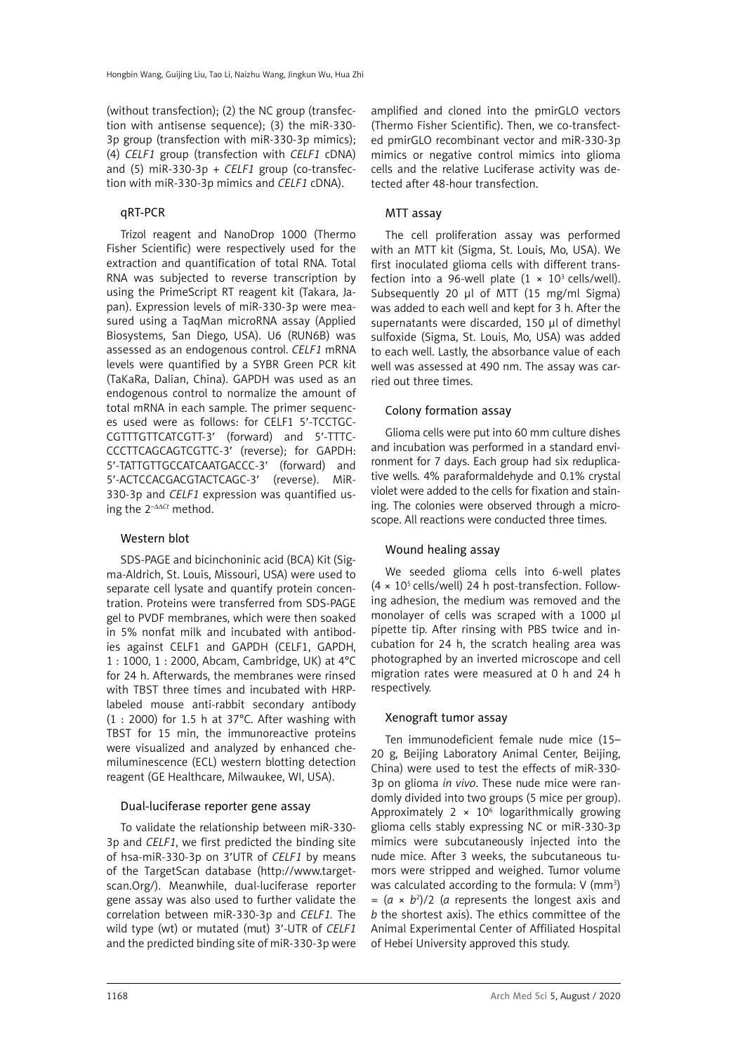(without transfection); (2) the NC group (transfection with antisense sequence); (3) the miR-330-3p group (transfection with miR-330-3p mimics); (4) *CELF1* group (transfection with *CELF1* cDNA) and (5) miR-330-3p + *CELF1* group (co-transfection with miR-330-3p mimics and *CELF1* cDNA).

### qRT-PCR

Trizol reagent and NanoDrop 1000 (Thermo Fisher Scientific) were respectively used for the extraction and quantification of total RNA. Total RNA was subjected to reverse transcription by using the PrimeScript RT reagent kit (Takara, Japan). Expression levels of miR-330-3p were measured using a TaqMan microRNA assay (Applied Biosystems, San Diego, USA). U6 (RUN6B) was assessed as an endogenous control. *CELF1* mRNA levels were quantified by a SYBR Green PCR kit (TaKaRa, Dalian, China). GAPDH was used as an endogenous control to normalize the amount of total mRNA in each sample. The primer sequences used were as follows: for CELF1 5′-TCCTGCCGTTTGTTCATCGTT-3′ (forward) and 5′-TTTCCCCTTCAGCAGTCGTTC-3′ (reverse); for GAPDH: 5′-TATTGTTGCCATCAATGACCC-3′ (forward) and 5′-ACTCCACGACGTACTCAGC-3′ (reverse). MiR-330-3p and *CELF1* expression was quantified using the $2^{-\Delta\Delta Ct}$ method.

### Western blot

SDS-PAGE and bicinchoninic acid (BCA) Kit (Sigma-Aldrich, St. Louis, Missouri, USA) were used to separate cell lysate and quantify protein concentration. Proteins were transferred from SDS-PAGE gel to PVDF membranes, which were then soaked in 5% nonfat milk and incubated with antibodies against CELF1 and GAPDH (CELF1, GAPDH, 1 : 1000, 1 : 2000, Abcam, Cambridge, UK) at 4°C for 24 h. Afterwards, the membranes were rinsed with TBST three times and incubated with HRP-labeled mouse anti-rabbit secondary antibody (1 : 2000) for 1.5 h at 37°C. After washing with TBST for 15 min, the immunoreactive proteins were visualized and analyzed by enhanced chemiluminescence (ECL) western blotting detection reagent (GE Healthcare, Milwaukee, WI, USA).

### Dual-luciferase reporter gene assay

To validate the relationship between miR-330-3p and *CELF1*, we first predicted the binding site of hsa-miR-330-3p on 3′UTR of *CELF1* by means of the TargetScan database (http://www.targetscan.Org/). Meanwhile, dual-luciferase reporter gene assay was also used to further validate the correlation between miR-330-3p and *CELF1*. The wild type (wt) or mutated (mut) 3′-UTR of *CELF1* and the predicted binding site of miR-330-3p were amplified and cloned into the pmirGLO vectors (Thermo Fisher Scientific). Then, we co-transfected pmirGLO recombinant vector and miR-330-3p mimics or negative control mimics into glioma cells and the relative Luciferase activity was detected after 48-hour transfection.

### MTT assay

The cell proliferation assay was performed with an MTT kit (Sigma, St. Louis, Mo, USA). We first inoculated glioma cells with different transfection into a 96-well plate ($1 \times 10^3$ cells/well). Subsequently 20 µl of MTT (15 mg/ml Sigma) was added to each well and kept for 3 h. After the supernatants were discarded, 150 µl of dimethyl sulfoxide (Sigma, St. Louis, Mo, USA) was added to each well. Lastly, the absorbance value of each well was assessed at 490 nm. The assay was carried out three times.

### Colony formation assay

Glioma cells were put into 60 mm culture dishes and incubation was performed in a standard environment for 7 days. Each group had six reduplicative wells. 4% paraformaldehyde and 0.1% crystal violet were added to the cells for fixation and staining. The colonies were observed through a microscope. All reactions were conducted three times.

### Wound healing assay

We seeded glioma cells into 6-well plates ($4 \times 10^5$ cells/well) 24 h post-transfection. Following adhesion, the medium was removed and the monolayer of cells was scraped with a 1000 µl pipette tip. After rinsing with PBS twice and incubation for 24 h, the scratch healing area was photographed by an inverted microscope and cell migration rates were measured at 0 h and 24 h respectively.

### Xenograft tumor assay

Ten immunodeficient female nude mice (15–20 g, Beijing Laboratory Animal Center, Beijing, China) were used to test the effects of miR-330-3p on glioma *in vivo*. These nude mice were randomly divided into two groups (5 mice per group). Approximately $2 \times 10^6$ logarithmically growing glioma cells stably expressing NC or miR-330-3p mimics were subcutaneously injected into the nude mice. After 3 weeks, the subcutaneous tumors were stripped and weighed. Tumor volume was calculated according to the formula: V (mm$^3$) = $(a \times b^2)/2$ ($a$ represents the longest axis and $b$ the shortest axis). The ethics committee of the Animal Experimental Center of Affiliated Hospital of Hebei University approved this study.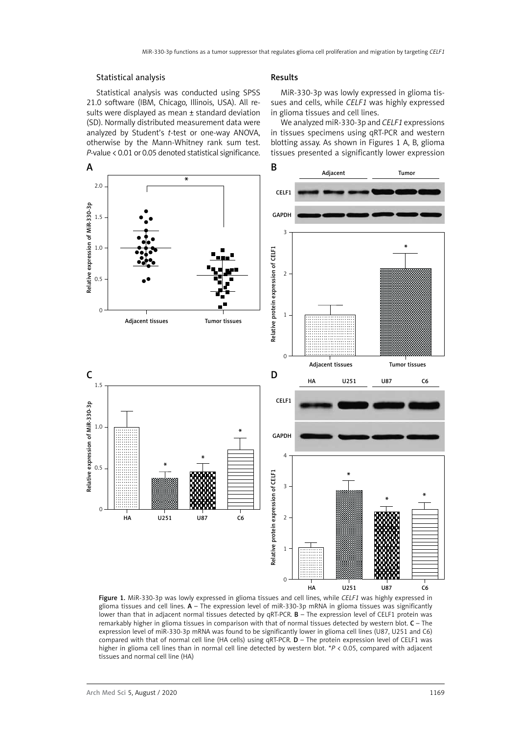### Statistical analysis

Statistical analysis was conducted using SPSS 21.0 software (IBM, Chicago, Illinois, USA). All results were displayed as mean ± standard deviation (SD). Normally distributed measurement data were analyzed by Student's *t*-test or one-way ANOVA, otherwise by the Mann-Whitney rank sum test. *P*-value < 0.01 or 0.05 denoted statistical significance.

### Results

MiR-330-3p was lowly expressed in glioma tissues and cells, while *CELF1* was highly expressed in glioma tissues and cell lines.

We analyzed miR-330-3p and *CELF1* expressions in tissues specimens using qRT-PCR and western blotting assay. As shown in Figures 1 A, B, glioma tissues presented a significantly lower expression

**Figure 1.** MiR-330-3p was lowly expressed in glioma tissues and cell lines, while *CELF1* was highly expressed in glioma tissues and cell lines. **A** – The expression level of miR-330-3p mRNA in glioma tissues was significantly lower than that in adjacent normal tissues detected by qRT-PCR. **B** – The expression level of CELF1 protein was remarkably higher in glioma tissues in comparison with that of normal tissues detected by western blot. **C** – The expression level of miR-330-3p mRNA was found to be significantly lower in glioma cell lines (U87, U251 and C6) compared with that of normal cell line (HA cells) using qRT-PCR. **D** – The protein expression level of CELF1 was higher in glioma cell lines than in normal cell line detected by western blot. \**P* < 0.05, compared with adjacent tissues and normal cell line (HA)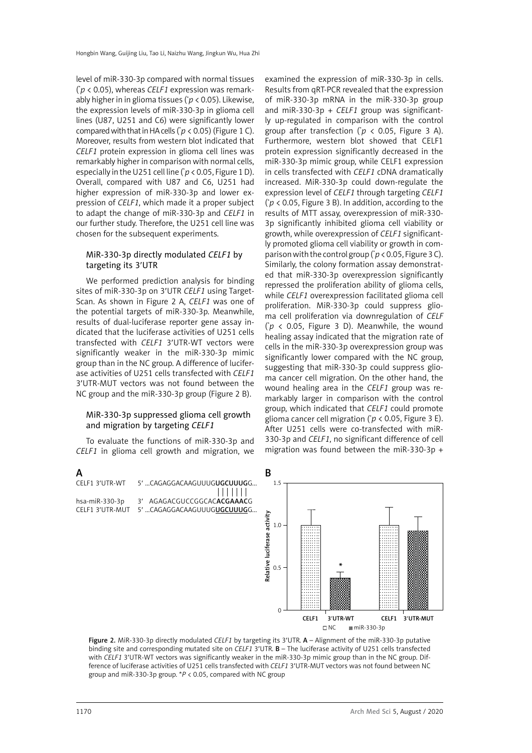level of miR-330-3p compared with normal tissues ($^*p < 0.05$), whereas *CELF1* expression was remarkably higher in in glioma tissues ($^*p < 0.05$). Likewise, the expression levels of miR-330-3p in glioma cell lines (U87, U251 and C6) were significantly lower compared with that in HA cells ($^*p < 0.05$) (Figure 1 C). Moreover, results from western blot indicated that *CELF1* protein expression in glioma cell lines was remarkably higher in comparison with normal cells, especially in the U251 cell line ($^*p < 0.05$, Figure 1 D). Overall, compared with U87 and C6, U251 had higher expression of miR-330-3p and lower expression of *CELF1*, which made it a proper subject to adapt the change of miR-330-3p and *CELF1* in our further study. Therefore, the U251 cell line was chosen for the subsequent experiments.

### MiR-330-3p directly modulated *CELF1* by targeting its 3'UTR

We performed prediction analysis for binding sites of miR-330-3p on 3'UTR *CELF1* using TargetScan. As shown in Figure 2 A, *CELF1* was one of the potential targets of miR-330-3p. Meanwhile, results of dual-luciferase reporter gene assay indicated that the luciferase activities of U251 cells transfected with *CELF1* 3'UTR-WT vectors were significantly weaker in the miR-330-3p mimic group than in the NC group. A difference of luciferase activities of U251 cells transfected with *CELF1* 3'UTR-MUT vectors was not found between the NC group and the miR-330-3p group (Figure 2 B).

### MiR-330-3p suppressed glioma cell growth and migration by targeting *CELF1*

To evaluate the functions of miR-330-3p and *CELF1* in glioma cell growth and migration, we examined the expression of miR-330-3p in cells. Results from qRT-PCR revealed that the expression of miR-330-3p mRNA in the miR-330-3p group and miR-330-3p + *CELF1* group was significantly up-regulated in comparison with the control group after transfection ($^*p < 0.05$, Figure 3 A). Furthermore, western blot showed that CELF1 protein expression significantly decreased in the miR-330-3p mimic group, while CELF1 expression in cells transfected with *CELF1* cDNA dramatically increased. MiR-330-3p could down-regulate the expression level of *CELF1* through targeting *CELF1* ($^*p < 0.05$, Figure 3 B). In addition, according to the results of MTT assay, overexpression of miR-330-3p significantly inhibited glioma cell viability or growth, while overexpression of *CELF1* significantly promoted glioma cell viability or growth in comparison with the control group ($^*p < 0.05$, Figure 3 C). Similarly, the colony formation assay demonstrated that miR-330-3p overexpression significantly repressed the proliferation ability of glioma cells, while *CELF1* overexpression facilitated glioma cell proliferation. MiR-330-3p could suppress glioma cell proliferation via downregulation of *CELF* ($^*p < 0.05$, Figure 3 D). Meanwhile, the wound healing assay indicated that the migration rate of cells in the miR-330-3p overexpression group was significantly lower compared with the NC group, suggesting that miR-330-3p could suppress glioma cancer cell migration. On the other hand, the wound healing area in the *CELF1* group was remarkably larger in comparison with the control group, which indicated that *CELF1* could promote glioma cancer cell migration ($^*p < 0.05$, Figure 3 E). After U251 cells were co-transfected with miR-330-3p and *CELF1*, no significant difference of cell migration was found between the miR-330-3p +

A

```
CELF1 3'UTR-WT     5' ...CAGAGGACAAGUUUGUGCUUUGG...
                                    |||||||
hsa-miR-330-3p     3'  AGAGACGUCCGGCACACGAAACG
CELF1 3'UTR-MUT    5' ...CAGAGGACAAGUUUGUGCUUUGG...
```

B

| | NC | miR-330-3p |
|---|---|---|
| CELF1 3'UTR-WT | 1.0 | ~0.37* |
| CELF1 3'UTR-MUT | 1.0 | ~0.93 |

Relative luciferase activity

**Figure 2.** MiR-330-3p directly modulated *CELF1* by targeting its 3'UTR. **A** – Alignment of the miR-330-3p putative binding site and corresponding mutated site on *CELF1* 3'UTR. **B** – The luciferase activity of U251 cells transfected with *CELF1* 3'UTR-WT vectors was significantly weaker in the miR-330-3p mimic group than in the NC group. Difference of luciferase activities of U251 cells transfected with *CELF1* 3'UTR-MUT vectors was not found between NC group and miR-330-3p group. $^*P < 0.05$, compared with NC group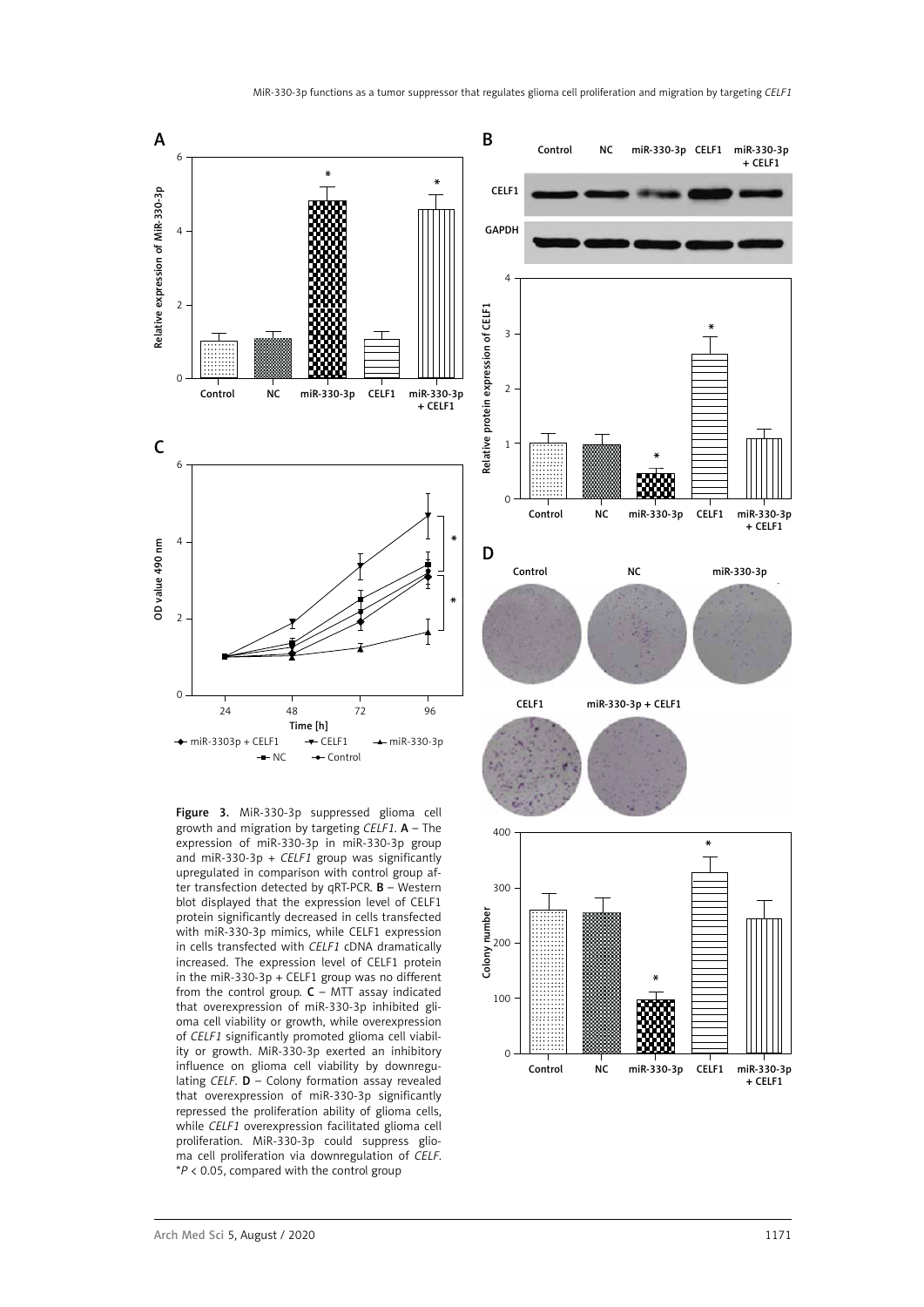**Figure 3.** MiR-330-3p suppressed glioma cell growth and migration by targeting *CELF1*. **A** – The expression of miR-330-3p in miR-330-3p group and miR-330-3p + *CELF1* group was significantly upregulated in comparison with control group after transfection detected by qRT-PCR. **B** – Western blot displayed that the expression level of CELF1 protein significantly decreased in cells transfected with miR-330-3p mimics, while CELF1 expression in cells transfected with *CELF1* cDNA dramatically increased. The expression level of CELF1 protein in the miR-330-3p + CELF1 group was no different from the control group. **C** – MTT assay indicated that overexpression of miR-330-3p inhibited glioma cell viability or growth, while overexpression of *CELF1* significantly promoted glioma cell viability or growth. MiR-330-3p exerted an inhibitory influence on glioma cell viability by downregulating *CELF*. **D** – Colony formation assay revealed that overexpression of miR-330-3p significantly repressed the proliferation ability of glioma cells, while *CELF1* overexpression facilitated glioma cell proliferation. MiR-330-3p could suppress glioma cell proliferation via downregulation of *CELF*. *$P < 0.05$, compared with the control group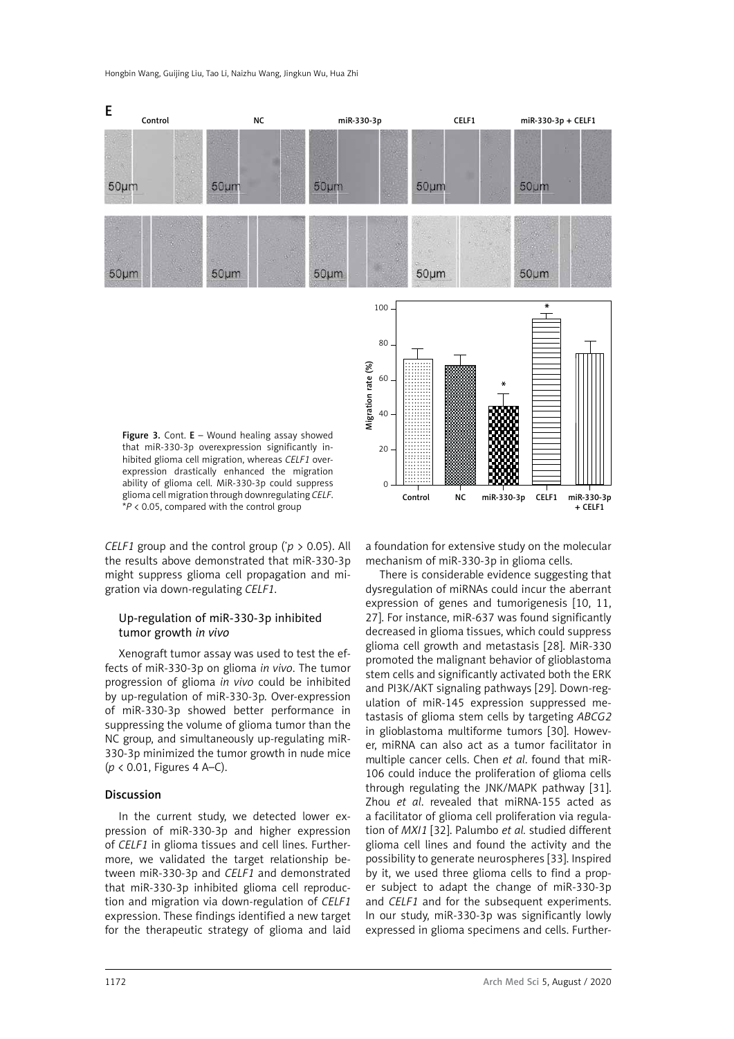Figure 3. Cont. **E** – Wound healing assay showed that miR-330-3p overexpression significantly inhibited glioma cell migration, whereas *CELF1* overexpression drastically enhanced the migration ability of glioma cell. MiR-330-3p could suppress glioma cell migration through downregulating *CELF*. *$P < 0.05$, compared with the control group

*CELF1* group and the control group (*$p > 0.05$). All the results above demonstrated that miR-330-3p might suppress glioma cell propagation and migration via down-regulating *CELF1*.

### Up-regulation of miR-330-3p inhibited tumor growth *in vivo*

Xenograft tumor assay was used to test the effects of miR-330-3p on glioma *in vivo*. The tumor progression of glioma *in vivo* could be inhibited by up-regulation of miR-330-3p. Over-expression of miR-330-3p showed better performance in suppressing the volume of glioma tumor than the NC group, and simultaneously up-regulating miR-330-3p minimized the tumor growth in nude mice ($p < 0.01$, Figures 4 A–C).

## Discussion

In the current study, we detected lower expression of miR-330-3p and higher expression of *CELF1* in glioma tissues and cell lines. Furthermore, we validated the target relationship between miR-330-3p and *CELF1* and demonstrated that miR-330-3p inhibited glioma cell reproduction and migration via down-regulation of *CELF1* expression. These findings identified a new target for the therapeutic strategy of glioma and laid a foundation for extensive study on the molecular mechanism of miR-330-3p in glioma cells.

There is considerable evidence suggesting that dysregulation of miRNAs could incur the aberrant expression of genes and tumorigenesis [10, 11, 27]. For instance, miR-637 was found significantly decreased in glioma tissues, which could suppress glioma cell growth and metastasis [28]. MiR-330 promoted the malignant behavior of glioblastoma stem cells and significantly activated both the ERK and PI3K/AKT signaling pathways [29]. Down-regulation of miR-145 expression suppressed metastasis of glioma stem cells by targeting *ABCG2* in glioblastoma multiforme tumors [30]. However, miRNA can also act as a tumor facilitator in multiple cancer cells. Chen *et al*. found that miR-106 could induce the proliferation of glioma cells through regulating the JNK/MAPK pathway [31]. Zhou *et al*. revealed that miRNA-155 acted as a facilitator of glioma cell proliferation via regulation of *MXI1* [32]. Palumbo *et al*. studied different glioma cell lines and found the activity and the possibility to generate neurospheres [33]. Inspired by it, we used three glioma cells to find a proper subject to adapt the change of miR-330-3p and *CELF1* and for the subsequent experiments. In our study, miR-330-3p was significantly lowly expressed in glioma specimens and cells. Further-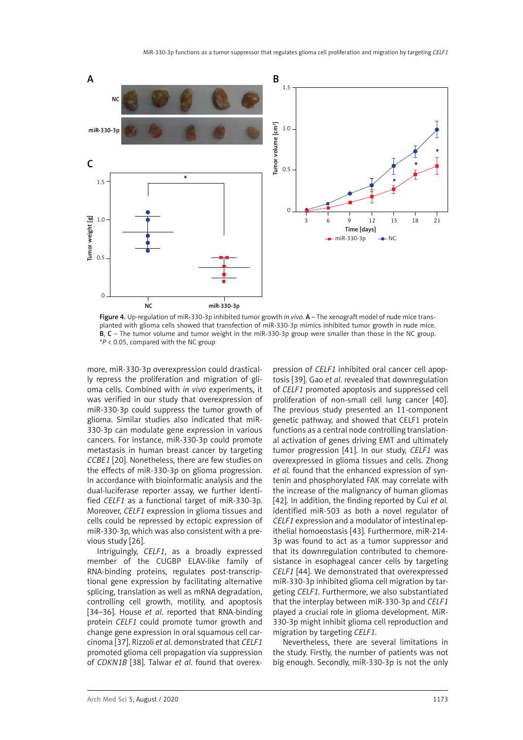Figure 4. Up-regulation of miR-330-3p inhibited tumor growth *in vivo*. **A** – The xenograft model of nude mice transplanted with glioma cells showed that transfection of miR-330-3p mimics inhibited tumor growth in nude mice. **B**, **C** – The tumor volume and tumor weight in the miR-330-3p group were smaller than those in the NC group. \*$P < 0.05$, compared with the NC group

more, miR-330-3p overexpression could drastically repress the proliferation and migration of glioma cells. Combined with *in vivo* experiments, it was verified in our study that overexpression of miR-330-3p could suppress the tumor growth of glioma. Similar studies also indicated that miR-330-3p can modulate gene expression in various cancers. For instance, miR-330-3p could promote metastasis in human breast cancer by targeting *CCBE1* [20]. Nonetheless, there are few studies on the effects of miR-330-3p on glioma progression. In accordance with bioinformatic analysis and the dual-luciferase reporter assay, we further identified *CELF1* as a functional target of miR-330-3p. Moreover, *CELF1* expression in glioma tissues and cells could be repressed by ectopic expression of miR-330-3p, which was also consistent with a previous study [26].

Intriguingly, *CELF1*, as a broadly expressed member of the CUGBP ELAV-like family of RNA-binding proteins, regulates post-transcriptional gene expression by facilitating alternative splicing, translation as well as mRNA degradation, controlling cell growth, motility, and apoptosis [34–36]. House *et al.* reported that RNA-binding protein *CELF1* could promote tumor growth and change gene expression in oral squamous cell carcinoma [37]. Rizzoli *et al.* demonstrated that *CELF1* promoted glioma cell propagation via suppression of *CDKN1B* [38]. Talwar *et al.* found that overexpression of *CELF1* inhibited oral cancer cell apoptosis [39]. Gao *et al.* revealed that downregulation of *CELF1* promoted apoptosis and suppressed cell proliferation of non-small cell lung cancer [40]. The previous study presented an 11-component genetic pathway, and showed that CELF1 protein functions as a central node controlling translational activation of genes driving EMT and ultimately tumor progression [41]. In our study, *CELF1* was overexpressed in glioma tissues and cells. Zhong *et al.* found that the enhanced expression of syntenin and phosphorylated FAK may correlate with the increase of the malignancy of human gliomas [42]. In addition, the finding reported by Cui *et al.* identified miR-503 as both a novel regulator of *CELF1* expression and a modulator of intestinal epithelial homoeostasis [43]. Furthermore, miR-214-3p was found to act as a tumor suppressor and that its downregulation contributed to chemoresistance in esophageal cancer cells by targeting *CELF1* [44]. We demonstrated that overexpressed miR-330-3p inhibited glioma cell migration by targeting *CELF1*. Furthermore, we also substantiated that the interplay between miR-330-3p and *CELF1* played a crucial role in glioma development. MiR-330-3p might inhibit glioma cell reproduction and migration by targeting *CELF1*.

Nevertheless, there are several limitations in the study. Firstly, the number of patients was not big enough. Secondly, miR-330-3p is not the only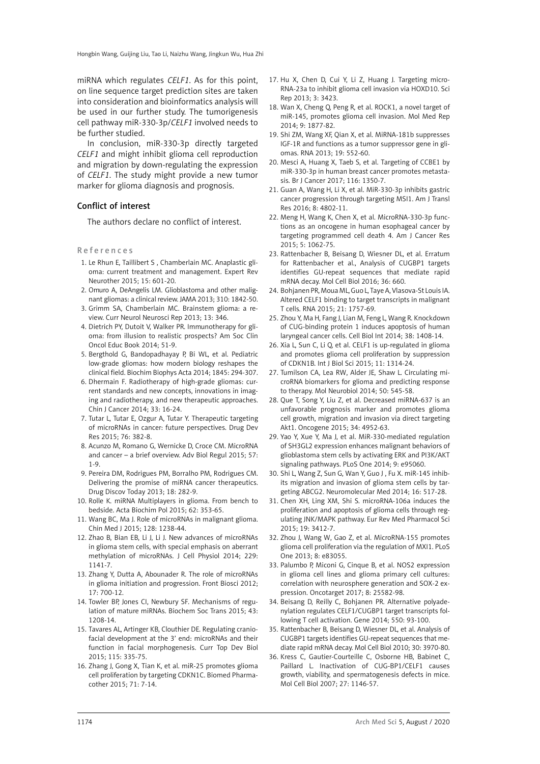miRNA which regulates *CELF1*. As for this point, on line sequence target prediction sites are taken into consideration and bioinformatics analysis will be used in our further study. The tumorigenesis cell pathway miR-330-3p/*CELF1* involved needs to be further studied.

In conclusion, miR-330-3p directly targeted *CELF1* and might inhibit glioma cell reproduction and migration by down-regulating the expression of *CELF1*. The study might provide a new tumor marker for glioma diagnosis and prognosis.

## Conflict of interest

The authors declare no conflict of interest.

## References

1. Le Rhun E, Taillibert S , Chamberlain MC. Anaplastic glioma: current treatment and management. Expert Rev Neurother 2015; 15: 601-20.
2. Omuro A, DeAngelis LM. Glioblastoma and other malignant gliomas: a clinical review. JAMA 2013; 310: 1842-50.
3. Grimm SA, Chamberlain MC. Brainstem glioma: a review. Curr Neurol Neurosci Rep 2013; 13: 346.
4. Dietrich PY, Dutoit V, Walker PR. Immunotherapy for glioma: from illusion to realistic prospects? Am Soc Clin Oncol Educ Book 2014; 51-9.
5. Bergthold G, Bandopadhayay P, Bi WL, et al. Pediatric low-grade gliomas: how modern biology reshapes the clinical field. Biochim Biophys Acta 2014; 1845: 294-307.
6. Dhermain F. Radiotherapy of high-grade gliomas: current standards and new concepts, innovations in imaging and radiotherapy, and new therapeutic approaches. Chin J Cancer 2014; 33: 16-24.
7. Tutar L, Tutar E, Ozgur A, Tutar Y. Therapeutic targeting of microRNAs in cancer: future perspectives. Drug Dev Res 2015; 76: 382-8.
8. Acunzo M, Romano G, Wernicke D, Croce CM. MicroRNA and cancer – a brief overview. Adv Biol Regul 2015; 57: 1-9.
9. Pereira DM, Rodrigues PM, Borralho PM, Rodrigues CM. Delivering the promise of miRNA cancer therapeutics. Drug Discov Today 2013; 18: 282-9.
10. Rolle K. miRNA Multiplayers in glioma. From bench to bedside. Acta Biochim Pol 2015; 62: 353-65.
11. Wang BC, Ma J. Role of microRNAs in malignant glioma. Chin Med J 2015; 128: 1238-44.
12. Zhao B, Bian EB, Li J, Li J. New advances of microRNAs in glioma stem cells, with special emphasis on aberrant methylation of microRNAs. J Cell Physiol 2014; 229: 1141-7.
13. Zhang Y, Dutta A, Abounader R. The role of microRNAs in glioma initiation and progression. Front Biosci 2012; 17: 700-12.
14. Towler BP, Jones CI, Newbury SF. Mechanisms of regulation of mature miRNAs. Biochem Soc Trans 2015; 43: 1208-14.
15. Tavares AL, Artinger KB, Clouthier DE. Regulating craniofacial development at the 3' end: microRNAs and their function in facial morphogenesis. Curr Top Dev Biol 2015; 115: 335-75.
16. Zhang J, Gong X, Tian K, et al. miR-25 promotes glioma cell proliferation by targeting CDKN1C. Biomed Pharmacother 2015; 71: 7-14.
17. Hu X, Chen D, Cui Y, Li Z, Huang J. Targeting microRNA-23a to inhibit glioma cell invasion via HOXD10. Sci Rep 2013; 3: 3423.
18. Wan X, Cheng Q, Peng R, et al. ROCK1, a novel target of miR-145, promotes glioma cell invasion. Mol Med Rep 2014; 9: 1877-82.
19. Shi ZM, Wang XF, Qian X, et al. MiRNA-181b suppresses IGF-1R and functions as a tumor suppressor gene in gliomas. RNA 2013; 19: 552-60.
20. Mesci A, Huang X, Taeb S, et al. Targeting of CCBE1 by miR-330-3p in human breast cancer promotes metastasis. Br J Cancer 2017; 116: 1350-7.
21. Guan A, Wang H, Li X, et al. MiR-330-3p inhibits gastric cancer progression through targeting MSI1. Am J Transl Res 2016; 8: 4802-11.
22. Meng H, Wang K, Chen X, et al. MicroRNA-330-3p functions as an oncogene in human esophageal cancer by targeting programmed cell death 4. Am J Cancer Res 2015; 5: 1062-75.
23. Rattenbacher B, Beisang D, Wiesner DL, et al. Erratum for Rattenbacher et al., Analysis of CUGBP1 targets identifies GU-repeat sequences that mediate rapid mRNA decay. Mol Cell Biol 2016; 36: 660.
24. Bohjanen PR, Moua ML, Guo L, Taye A, Vlasova-St Louis IA. Altered CELF1 binding to target transcripts in malignant T cells. RNA 2015; 21: 1757-69.
25. Zhou Y, Ma H, Fang J, Lian M, Feng L, Wang R. Knockdown of CUG-binding protein 1 induces apoptosis of human laryngeal cancer cells. Cell Biol Int 2014; 38: 1408-14.
26. Xia L, Sun C, Li Q, et al. CELF1 is up-regulated in glioma and promotes glioma cell proliferation by suppression of CDKN1B. Int J Biol Sci 2015; 11: 1314-24.
27. Tumilson CA, Lea RW, Alder JE, Shaw L. Circulating microRNA biomarkers for glioma and predicting response to therapy. Mol Neurobiol 2014; 50: 545-58.
28. Que T, Song Y, Liu Z, et al. Decreased miRNA-637 is an unfavorable prognosis marker and promotes glioma cell growth, migration and invasion via direct targeting Akt1. Oncogene 2015; 34: 4952-63.
29. Yao Y, Xue Y, Ma J, et al. MiR-330-mediated regulation of SH3GL2 expression enhances malignant behaviors of glioblastoma stem cells by activating ERK and PI3K/AKT signaling pathways. PLoS One 2014; 9: e95060.
30. Shi L, Wang Z, Sun G, Wan Y, Guo J , Fu X. miR-145 inhibits migration and invasion of glioma stem cells by targeting ABCG2. Neuromolecular Med 2014; 16: 517-28.
31. Chen XH, Ling XM, Shi S. microRNA-106a induces the proliferation and apoptosis of glioma cells through regulating JNK/MAPK pathway. Eur Rev Med Pharmacol Sci 2015; 19: 3412-7.
32. Zhou J, Wang W, Gao Z, et al. MicroRNA-155 promotes glioma cell proliferation via the regulation of MXI1. PLoS One 2013; 8: e83055.
33. Palumbo P, Miconi G, Cinque B, et al. NOS2 expression in glioma cell lines and glioma primary cell cultures: correlation with neurosphere generation and SOX-2 expression. Oncotarget 2017; 8: 25582-98.
34. Beisang D, Reilly C, Bohjanen PR. Alternative polyadenylation regulates CELF1/CUGBP1 target transcripts following T cell activation. Gene 2014; 550: 93-100.
35. Rattenbacher B, Beisang D, Wiesner DL, et al. Analysis of CUGBP1 targets identifies GU-repeat sequences that mediate rapid mRNA decay. Mol Cell Biol 2010; 30: 3970-80.
36. Kress C, Gautier-Courteille C, Osborne HB, Babinet C, Paillard L. Inactivation of CUG-BP1/CELF1 causes growth, viability, and spermatogenesis defects in mice. Mol Cell Biol 2007; 27: 1146-57.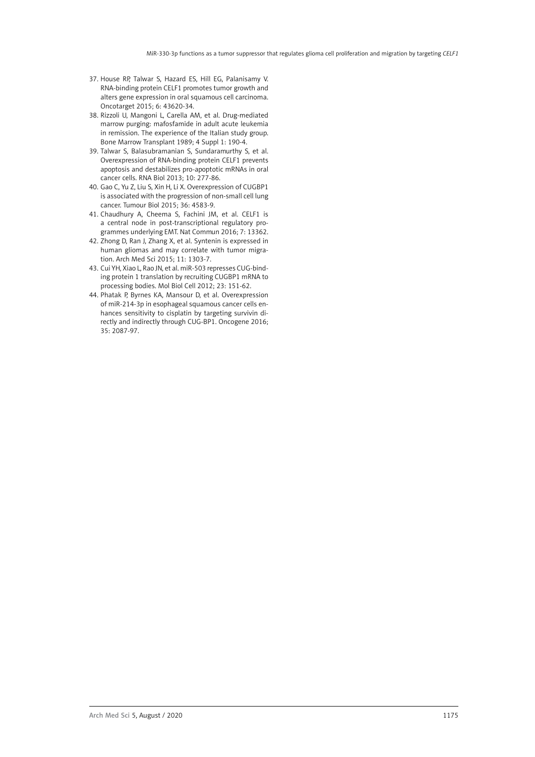37. House RP, Talwar S, Hazard ES, Hill EG, Palanisamy V. RNA-binding protein CELF1 promotes tumor growth and alters gene expression in oral squamous cell carcinoma. Oncotarget 2015; 6: 43620-34.
38. Rizzoli U, Mangoni L, Carella AM, et al. Drug-mediated marrow purging: mafosfamide in adult acute leukemia in remission. The experience of the Italian study group. Bone Marrow Transplant 1989; 4 Suppl 1: 190-4.
39. Talwar S, Balasubramanian S, Sundaramurthy S, et al. Overexpression of RNA-binding protein CELF1 prevents apoptosis and destabilizes pro-apoptotic mRNAs in oral cancer cells. RNA Biol 2013; 10: 277-86.
40. Gao C, Yu Z, Liu S, Xin H, Li X. Overexpression of CUGBP1 is associated with the progression of non-small cell lung cancer. Tumour Biol 2015; 36: 4583-9.
41. Chaudhury A, Cheema S, Fachini JM, et al. CELF1 is a central node in post-transcriptional regulatory programmes underlying EMT. Nat Commun 2016; 7: 13362.
42. Zhong D, Ran J, Zhang X, et al. Syntenin is expressed in human gliomas and may correlate with tumor migration. Arch Med Sci 2015; 11: 1303-7.
43. Cui YH, Xiao L, Rao JN, et al. miR-503 represses CUG-binding protein 1 translation by recruiting CUGBP1 mRNA to processing bodies. Mol Biol Cell 2012; 23: 151-62.
44. Phatak P, Byrnes KA, Mansour D, et al. Overexpression of miR-214-3p in esophageal squamous cancer cells enhances sensitivity to cisplatin by targeting survivin directly and indirectly through CUG-BP1. Oncogene 2016; 35: 2087-97.